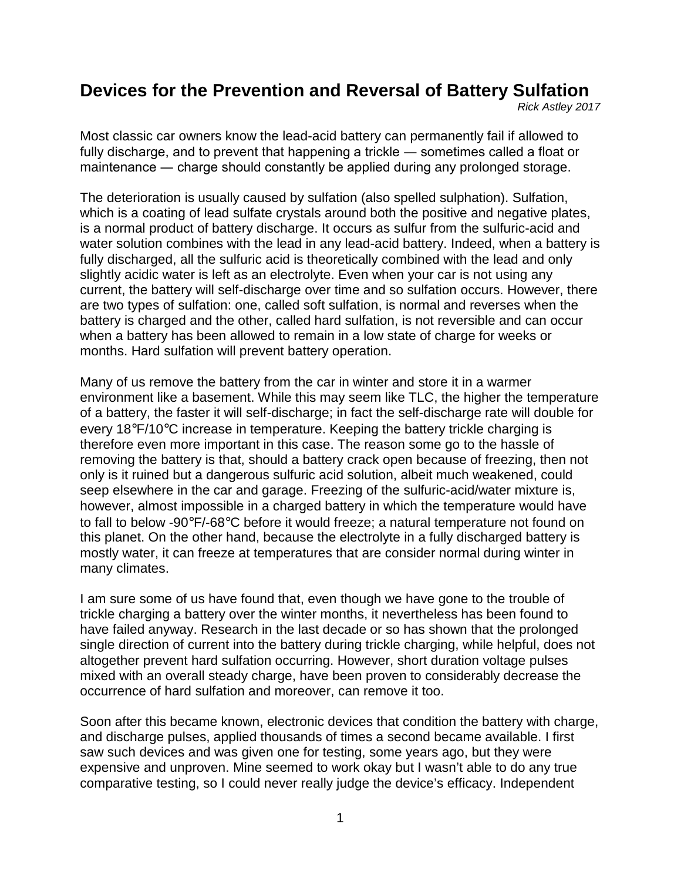# Devices for the Prevention and Reversal of Battery Sulfation

*Rick Astley 2017*

Most classic car owners know the lead-acid battery can permanently fail if allowed to fully discharge, and to prevent that happening a trickle — sometimes called a float or maintenance — charge should constantly be applied during any prolonged storage.

The deterioration is usually caused by sulfation (also spelled sulphation). Sulfation, which is a coating of lead sulfate crystals around both the positive and negative plates, is a normal product of battery discharge. It occurs as sulfur from the sulfuric-acid and water solution combines with the lead in any lead-acid battery. Indeed, when a battery is fully discharged, all the sulfuric acid is theoretically combined with the lead and only slightly acidic water is left as an electrolyte. Even when your car is not using any current, the battery will self-discharge over time and so sulfation occurs. However, there are two types of sulfation: one, called soft sulfation, is normal and reverses when the battery is charged and the other, called hard sulfation, is not reversible and can occur when a battery has been allowed to remain in a low state of charge for weeks or months. Hard sulfation will prevent battery operation.

Many of us remove the battery from the car in winter and store it in a warmer environment like a basement. While this may seem like TLC, the higher the temperature of a battery, the faster it will self-discharge; in fact the self-discharge rate will double for every 18℉/10℃ increase in temperature. Keeping the battery trickle charging is therefore even more important in this case. The reason some go to the hassle of removing the battery is that, should a battery crack open because of freezing, then not only is it ruined but a dangerous sulfuric acid solution, albeit much weakened, could seep elsewhere in the car and garage. Freezing of the sulfuric-acid/water mixture is, however, almost impossible in a charged battery in which the temperature would have to fall to below -90℉/-68℃ before it would freeze; a natural temperature not found on this planet. On the other hand, because the electrolyte in a fully discharged battery is mostly water, it can freeze at temperatures that are consider normal during winter in many climates.

I am sure some of us have found that, even though we have gone to the trouble of trickle charging a battery over the winter months, it nevertheless has been found to have failed anyway. Research in the last decade or so has shown that the prolonged single direction of current into the battery during trickle charging, while helpful, does not altogether prevent hard sulfation occurring. However, short duration voltage pulses mixed with an overall steady charge, have been proven to considerably decrease the occurrence of hard sulfation and moreover, can remove it too.

Soon after this became known, electronic devices that condition the battery with charge, and discharge pulses, applied thousands of times a second became available. I first saw such devices and was given one for testing, some years ago, but they were expensive and unproven. Mine seemed to work okay but I wasn't able to do any true comparative testing, so I could never really judge the device's efficacy. Independent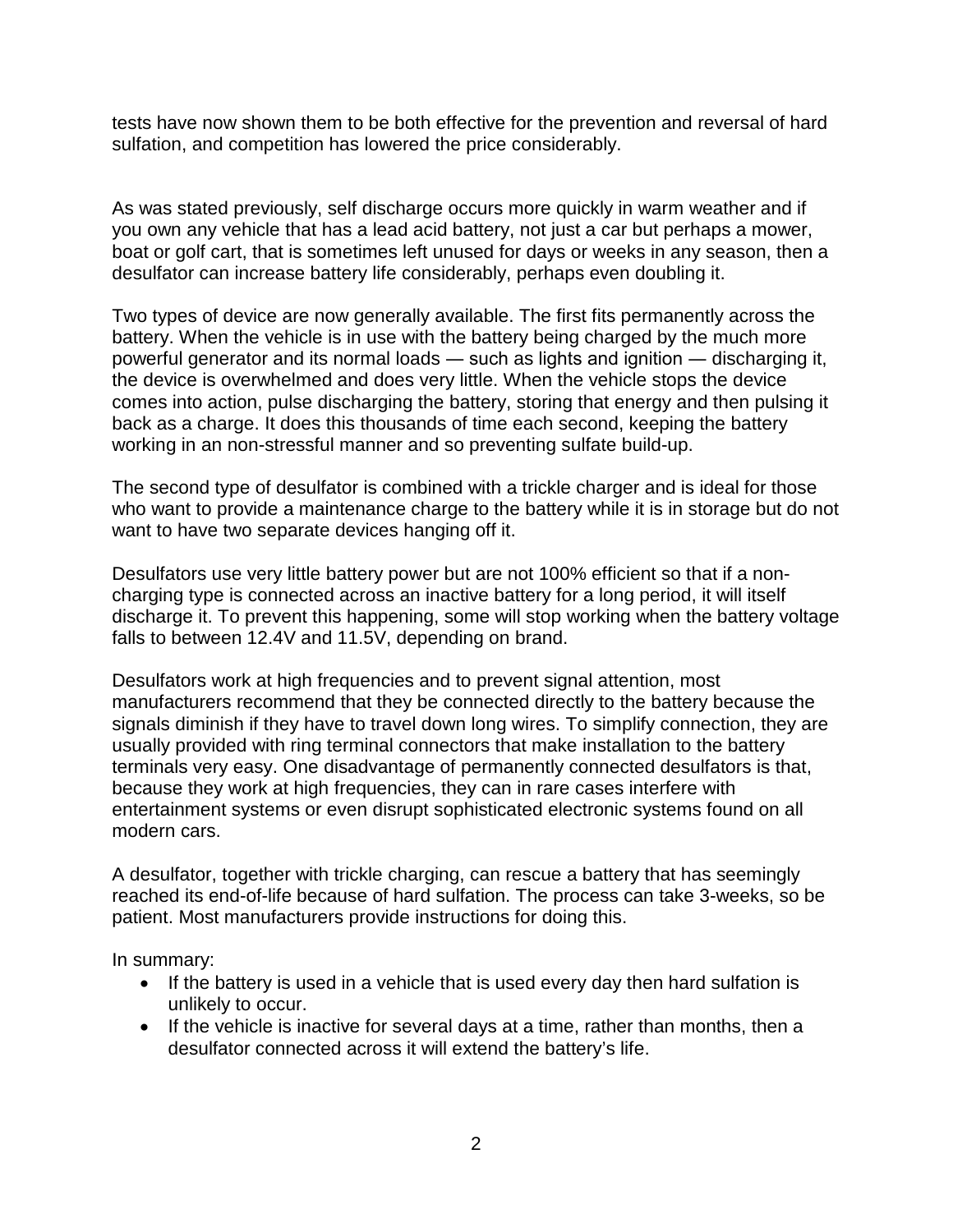tests have now shown them to be both effective for the prevention and reversal of hard sulfation, and competition has lowered the price considerably.

As was stated previously, self discharge occurs more quickly in warm weather and if you own any vehicle that has a lead acid battery, not just a car but perhaps a mower, boat or golf cart, that is sometimes left unused for days or weeks in any season, then a desulfator can increase battery life considerably, perhaps even doubling it.

Two types of device are now generally available. The first fits permanently across the battery. When the vehicle is in use with the battery being charged by the much more powerful generator and its normal loads — such as lights and ignition — discharging it, the device is overwhelmed and does very little. When the vehicle stops the device comes into action, pulse discharging the battery, storing that energy and then pulsing it back as a charge. It does this thousands of time each second, keeping the battery working in an non-stressful manner and so preventing sulfate build-up.

The second type of desulfator is combined with a trickle charger and is ideal for those who want to provide a maintenance charge to the battery while it is in storage but do not want to have two separate devices hanging off it.

Desulfators use very little battery power but are not 100% efficient so that if a non-charging type is connected across an inactive battery for a long period, it will itself discharge it. To prevent this happening, some will stop working when the battery voltage falls to between 12.4V and 11.5V, depending on brand.

Desulfators work at high frequencies and to prevent signal attention, most manufacturers recommend that they be connected directly to the battery because the signals diminish if they have to travel down long wires. To simplify connection, they are usually provided with ring terminal connectors that make installation to the battery terminals very easy. One disadvantage of permanently connected desulfators is that, because they work at high frequencies, they can in rare cases interfere with entertainment systems or even disrupt sophisticated electronic systems found on all modern cars.

A desulfator, together with trickle charging, can rescue a battery that has seemingly reached its end-of-life because of hard sulfation. The process can take 3-weeks, so be patient. Most manufacturers provide instructions for doing this.

In summary:

- If the battery is used in a vehicle that is used every day then hard sulfation is unlikely to occur.
- If the vehicle is inactive for several days at a time, rather than months, then a desulfator connected across it will extend the battery's life.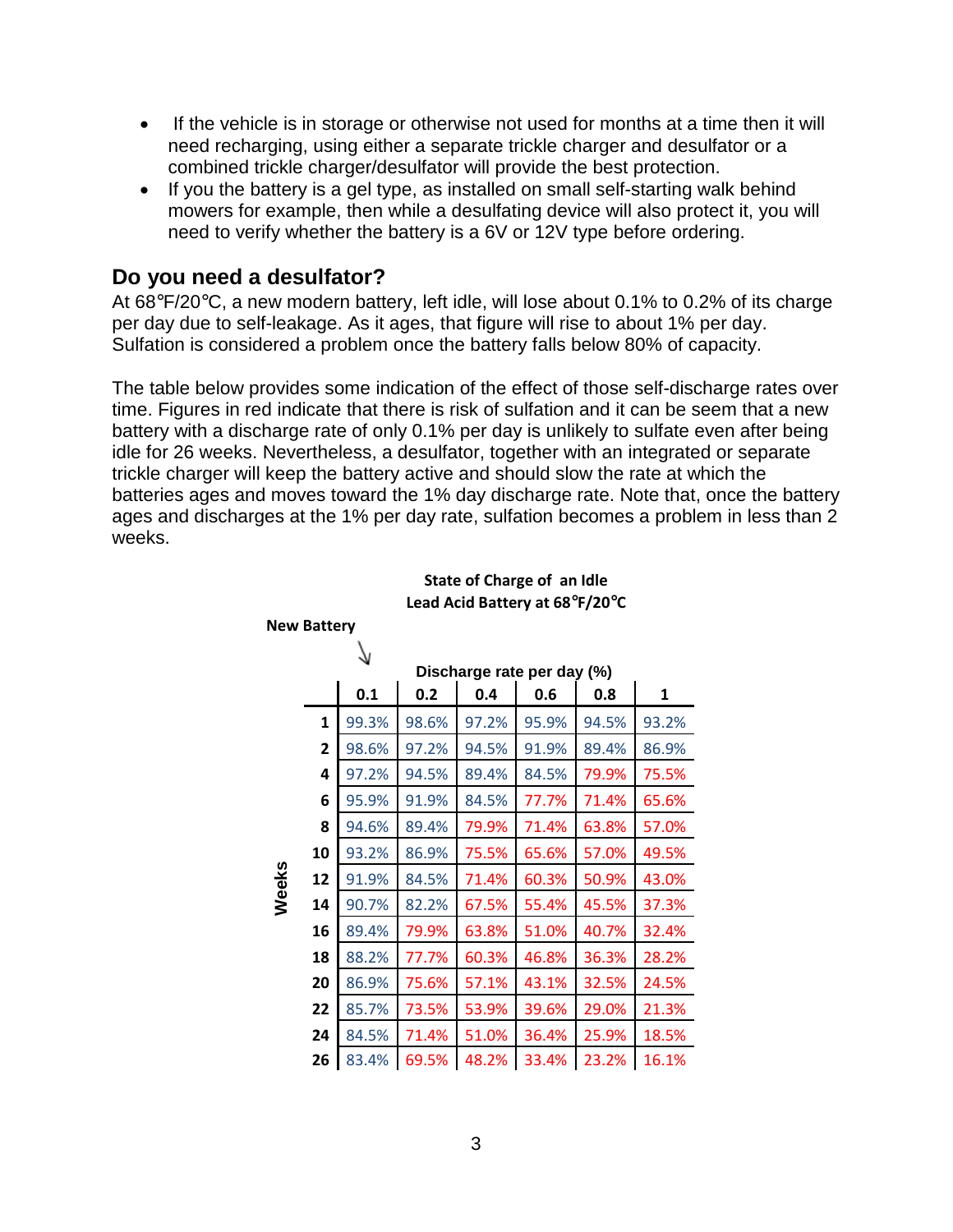- If the vehicle is in storage or otherwise not used for months at a time then it will need recharging, using either a separate trickle charger and desulfator or a combined trickle charger/desulfator will provide the best protection.
- If you the battery is a gel type, as installed on small self-starting walk behind mowers for example, then while a desulfating device will also protect it, you will need to verify whether the battery is a 6V or 12V type before ordering.

## Do you need a desulfator?

At 68℉/20℃, a new modern battery, left idle, will lose about 0.1% to 0.2% of its charge per day due to self-leakage. As it ages, that figure will rise to about 1% per day. Sulfation is considered a problem once the battery falls below 80% of capacity.

The table below provides some indication of the effect of those self-discharge rates over time. Figures in red indicate that there is risk of sulfation and it can be seem that a new battery with a discharge rate of only 0.1% per day is unlikely to sulfate even after being idle for 26 weeks. Nevertheless, a desulfator, together with an integrated or separate trickle charger will keep the battery active and should slow the rate at which the batteries ages and moves toward the 1% day discharge rate. Note that, once the battery ages and discharges at the 1% per day rate, sulfation becomes a problem in less than 2 weeks.

**State of Charge of an Idle Lead Acid Battery at 68℉/20℃**

New Battery ↘ (0.1 column)

| Weeks | Discharge rate per day (%) | | | | | |
|---|---|---|---|---|---|---|
| | 0.1 | 0.2 | 0.4 | 0.6 | 0.8 | 1 |
| 1 | 99.3% | 98.6% | 97.2% | 95.9% | 94.5% | 93.2% |
| 2 | 98.6% | 97.2% | 94.5% | 91.9% | 89.4% | 86.9% |
| 4 | 97.2% | 94.5% | 89.4% | 84.5% | 79.9% | 75.5% |
| 6 | 95.9% | 91.9% | 84.5% | 77.7% | 71.4% | 65.6% |
| 8 | 94.6% | 89.4% | 79.9% | 71.4% | 63.8% | 57.0% |
| 10 | 93.2% | 86.9% | 75.5% | 65.6% | 57.0% | 49.5% |
| 12 | 91.9% | 84.5% | 71.4% | 60.3% | 50.9% | 43.0% |
| 14 | 90.7% | 82.2% | 67.5% | 55.4% | 45.5% | 37.3% |
| 16 | 89.4% | 79.9% | 63.8% | 51.0% | 40.7% | 32.4% |
| 18 | 88.2% | 77.7% | 60.3% | 46.8% | 36.3% | 28.2% |
| 20 | 86.9% | 75.6% | 57.1% | 43.1% | 32.5% | 24.5% |
| 22 | 85.7% | 73.5% | 53.9% | 39.6% | 29.0% | 21.3% |
| 24 | 84.5% | 71.4% | 51.0% | 36.4% | 25.9% | 18.5% |
| 26 | 83.4% | 69.5% | 48.2% | 33.4% | 23.2% | 16.1% |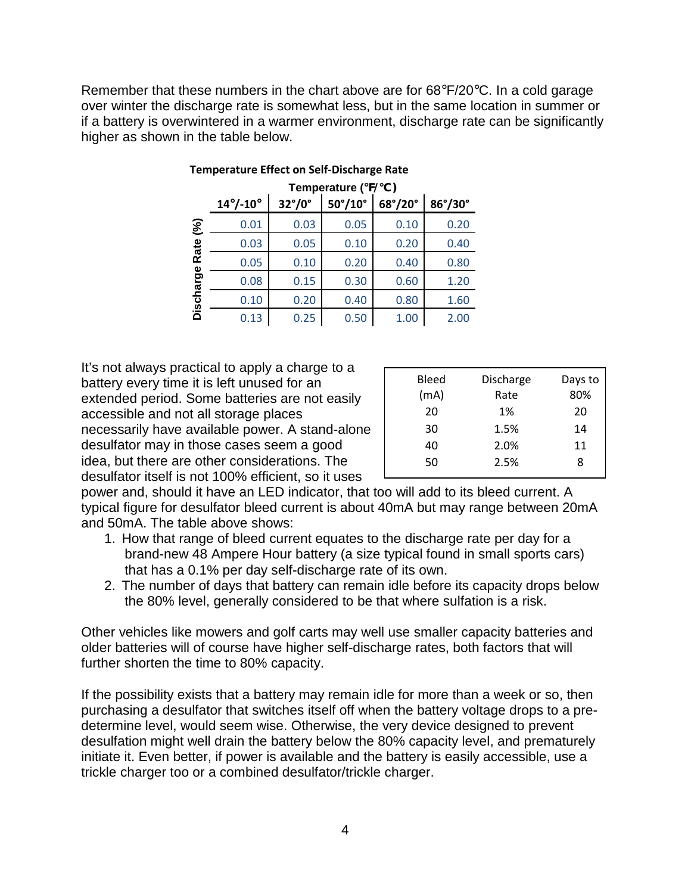Remember that these numbers in the chart above are for 68℉/20℃. In a cold garage over winter the discharge rate is somewhat less, but in the same location in summer or if a battery is overwintered in a warmer environment, discharge rate can be significantly higher as shown in the table below.

**Temperature Effect on Self-Discharge Rate**

| | Temperature (℉/℃) | | | | |
|---|---|---|---|---|---|
| | 14°/-10° | 32°/0° | 50°/10° | 68°/20° | 86°/30° |
| Discharge Rate (%) | 0.01 | 0.03 | 0.05 | 0.10 | 0.20 |
| | 0.03 | 0.05 | 0.10 | 0.20 | 0.40 |
| | 0.05 | 0.10 | 0.20 | 0.40 | 0.80 |
| | 0.08 | 0.15 | 0.30 | 0.60 | 1.20 |
| | 0.10 | 0.20 | 0.40 | 0.80 | 1.60 |
| | 0.13 | 0.25 | 0.50 | 1.00 | 2.00 |

It's not always practical to apply a charge to a battery every time it is left unused for an extended period. Some batteries are not easily accessible and not all storage places necessarily have available power. A stand-alone desulfator may in those cases seem a good idea, but there are other considerations. The desulfator itself is not 100% efficient, so it uses power and, should it have an LED indicator, that too will add to its bleed current. A typical figure for desulfator bleed current is about 40mA but may range between 20mA and 50mA. The table above shows:

| Bleed (mA) | Discharge Rate | Days to 80% |
|---|---|---|
| 20 | 1% | 20 |
| 30 | 1.5% | 14 |
| 40 | 2.0% | 11 |
| 50 | 2.5% | 8 |

1. How that range of bleed current equates to the discharge rate per day for a brand-new 48 Ampere Hour battery (a size typical found in small sports cars) that has a 0.1% per day self-discharge rate of its own.
2. The number of days that battery can remain idle before its capacity drops below the 80% level, generally considered to be that where sulfation is a risk.

Other vehicles like mowers and golf carts may well use smaller capacity batteries and older batteries will of course have higher self-discharge rates, both factors that will further shorten the time to 80% capacity.

If the possibility exists that a battery may remain idle for more than a week or so, then purchasing a desulfator that switches itself off when the battery voltage drops to a pre-determine level, would seem wise. Otherwise, the very device designed to prevent desulfation might well drain the battery below the 80% capacity level, and prematurely initiate it. Even better, if power is available and the battery is easily accessible, use a trickle charger too or a combined desulfator/trickle charger.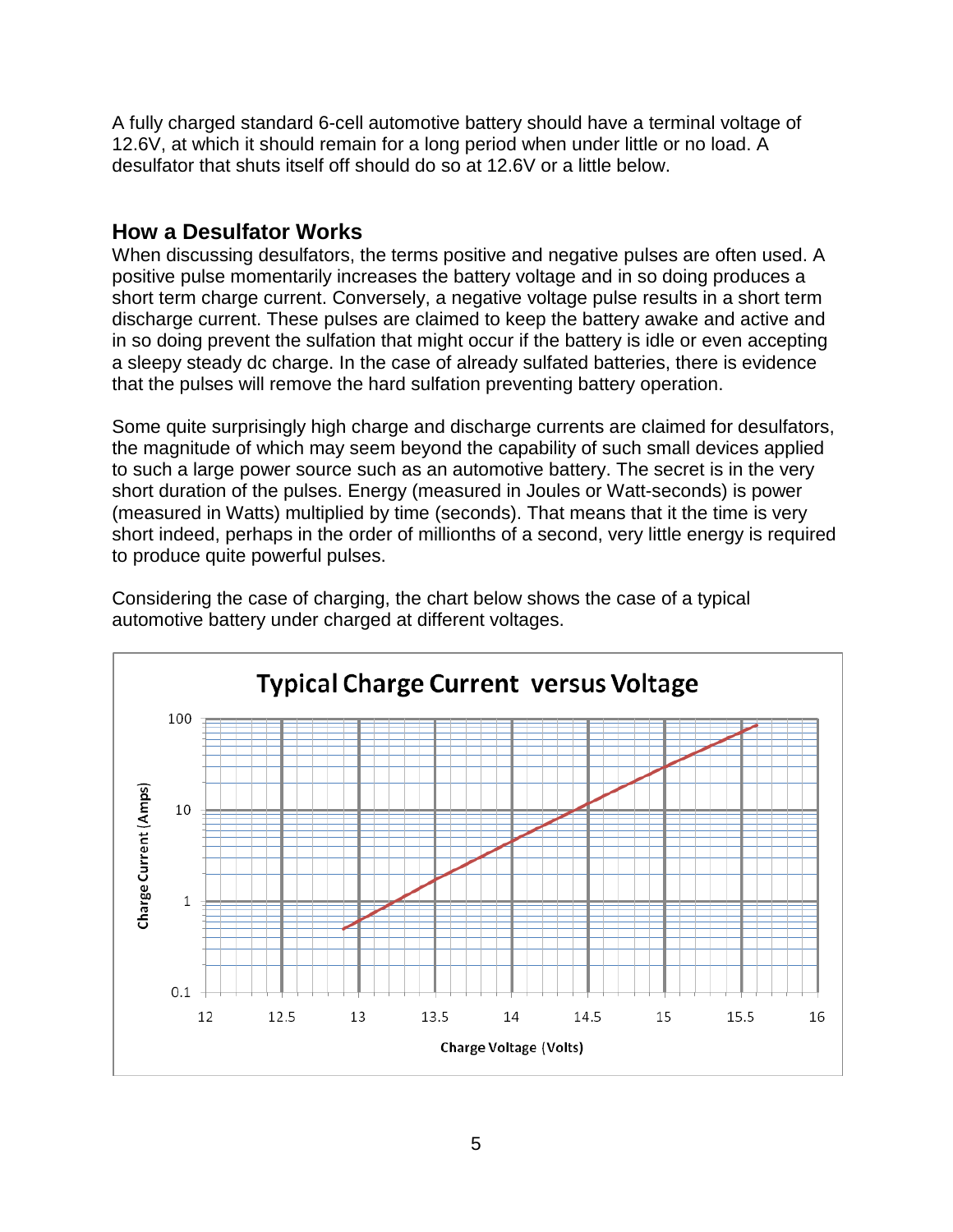A fully charged standard 6-cell automotive battery should have a terminal voltage of 12.6V, at which it should remain for a long period when under little or no load. A desulfator that shuts itself off should do so at 12.6V or a little below.

## How a Desulfator Works

When discussing desulfators, the terms positive and negative pulses are often used. A positive pulse momentarily increases the battery voltage and in so doing produces a short term charge current. Conversely, a negative voltage pulse results in a short term discharge current. These pulses are claimed to keep the battery awake and active and in so doing prevent the sulfation that might occur if the battery is idle or even accepting a sleepy steady dc charge. In the case of already sulfated batteries, there is evidence that the pulses will remove the hard sulfation preventing battery operation.

Some quite surprisingly high charge and discharge currents are claimed for desulfators, the magnitude of which may seem beyond the capability of such small devices applied to such a large power source such as an automotive battery. The secret is in the very short duration of the pulses. Energy (measured in Joules or Watt-seconds) is power (measured in Watts) multiplied by time (seconds). That means that it the time is very short indeed, perhaps in the order of millionths of a second, very little energy is required to produce quite powerful pulses.

Considering the case of charging, the chart below shows the case of a typical automotive battery under charged at different voltages.

**Typical Charge Current versus Voltage**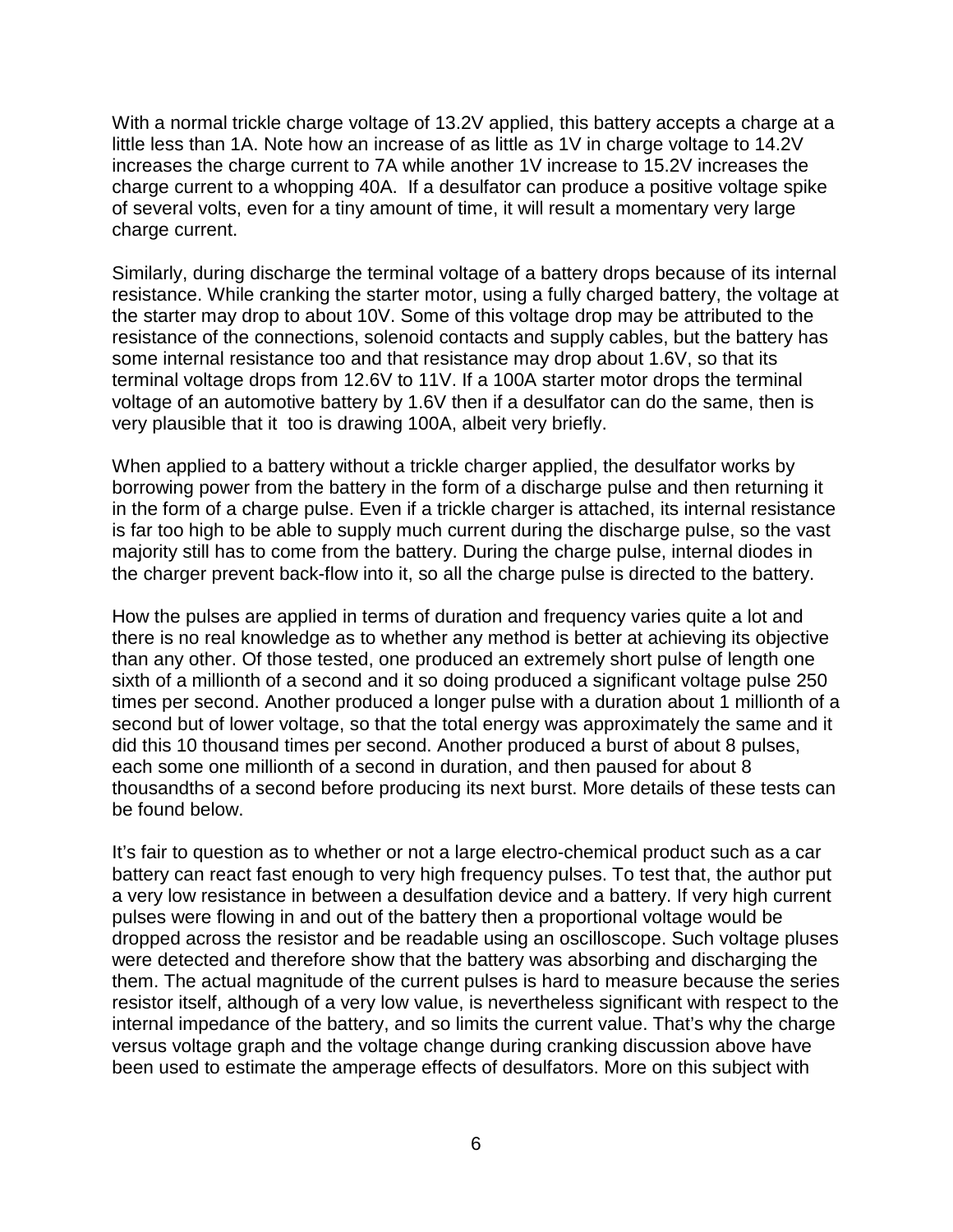With a normal trickle charge voltage of 13.2V applied, this battery accepts a charge at a little less than 1A. Note how an increase of as little as 1V in charge voltage to 14.2V increases the charge current to 7A while another 1V increase to 15.2V increases the charge current to a whopping 40A.  If a desulfator can produce a positive voltage spike of several volts, even for a tiny amount of time, it will result a momentary very large charge current.

Similarly, during discharge the terminal voltage of a battery drops because of its internal resistance. While cranking the starter motor, using a fully charged battery, the voltage at the starter may drop to about 10V. Some of this voltage drop may be attributed to the resistance of the connections, solenoid contacts and supply cables, but the battery has some internal resistance too and that resistance may drop about 1.6V, so that its terminal voltage drops from 12.6V to 11V. If a 100A starter motor drops the terminal voltage of an automotive battery by 1.6V then if a desulfator can do the same, then is very plausible that it  too is drawing 100A, albeit very briefly.

When applied to a battery without a trickle charger applied, the desulfator works by borrowing power from the battery in the form of a discharge pulse and then returning it in the form of a charge pulse. Even if a trickle charger is attached, its internal resistance is far too high to be able to supply much current during the discharge pulse, so the vast majority still has to come from the battery. During the charge pulse, internal diodes in the charger prevent back-flow into it, so all the charge pulse is directed to the battery.

How the pulses are applied in terms of duration and frequency varies quite a lot and there is no real knowledge as to whether any method is better at achieving its objective than any other. Of those tested, one produced an extremely short pulse of length one sixth of a millionth of a second and it so doing produced a significant voltage pulse 250 times per second. Another produced a longer pulse with a duration about 1 millionth of a second but of lower voltage, so that the total energy was approximately the same and it did this 10 thousand times per second. Another produced a burst of about 8 pulses, each some one millionth of a second in duration, and then paused for about 8 thousandths of a second before producing its next burst. More details of these tests can be found below.

It's fair to question as to whether or not a large electro-chemical product such as a car battery can react fast enough to very high frequency pulses. To test that, the author put a very low resistance in between a desulfation device and a battery. If very high current pulses were flowing in and out of the battery then a proportional voltage would be dropped across the resistor and be readable using an oscilloscope. Such voltage pluses were detected and therefore show that the battery was absorbing and discharging the them. The actual magnitude of the current pulses is hard to measure because the series resistor itself, although of a very low value, is nevertheless significant with respect to the internal impedance of the battery, and so limits the current value. That's why the charge versus voltage graph and the voltage change during cranking discussion above have been used to estimate the amperage effects of desulfators. More on this subject with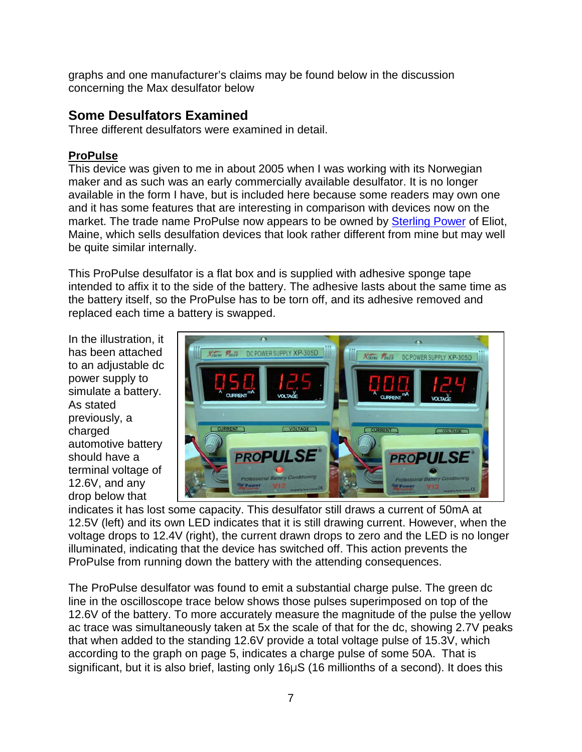graphs and one manufacturer's claims may be found below in the discussion concerning the Max desulfator below

## Some Desulfators Examined

Three different desulfators were examined in detail.

### ProPulse

This device was given to me in about 2005 when I was working with its Norwegian maker and as such was an early commercially available desulfator. It is no longer available in the form I have, but is included here because some readers may own one and it has some features that are interesting in comparison with devices now on the market. The trade name ProPulse now appears to be owned by Sterling Power of Eliot, Maine, which sells desulfation devices that look rather different from mine but may well be quite similar internally.

This ProPulse desulfator is a flat box and is supplied with adhesive sponge tape intended to affix it to the side of the battery. The adhesive lasts about the same time as the battery itself, so the ProPulse has to be torn off, and its adhesive removed and replaced each time a battery is swapped.

In the illustration, it has been attached to an adjustable dc power supply to simulate a battery. As stated previously, a charged automotive battery should have a terminal voltage of 12.6V, and any drop below that indicates it has lost some capacity. This desulfator still draws a current of 50mA at 12.5V (left) and its own LED indicates that it is still drawing current. However, when the voltage drops to 12.4V (right), the current drawn drops to zero and the LED is no longer illuminated, indicating that the device has switched off. This action prevents the ProPulse from running down the battery with the attending consequences.

The ProPulse desulfator was found to emit a substantial charge pulse. The green dc line in the oscilloscope trace below shows those pulses superimposed on top of the 12.6V of the battery. To more accurately measure the magnitude of the pulse the yellow ac trace was simultaneously taken at 5x the scale of that for the dc, showing 2.7V peaks that when added to the standing 12.6V provide a total voltage pulse of 15.3V, which according to the graph on page 5, indicates a charge pulse of some 50A. That is significant, but it is also brief, lasting only 16μS (16 millionths of a second). It does this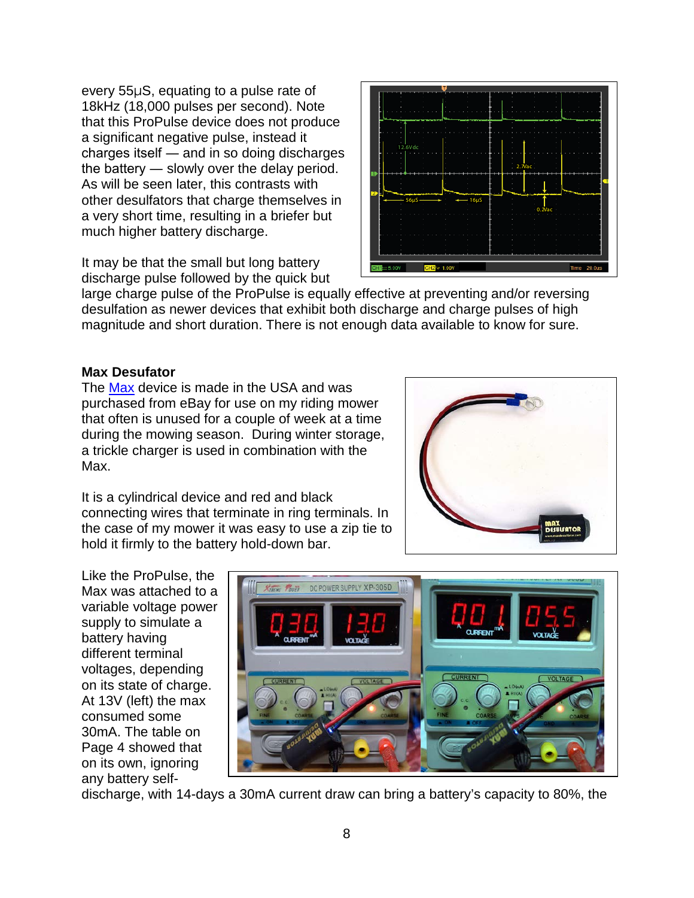every 55μS, equating to a pulse rate of 18kHz (18,000 pulses per second). Note that this ProPulse device does not produce a significant negative pulse, instead it charges itself — and in so doing discharges the battery — slowly over the delay period. As will be seen later, this contrasts with other desulfators that charge themselves in a very short time, resulting in a briefer but much higher battery discharge.

It may be that the small but long battery discharge pulse followed by the quick but large charge pulse of the ProPulse is equally effective at preventing and/or reversing desulfation as newer devices that exhibit both discharge and charge pulses of high magnitude and short duration. There is not enough data available to know for sure.

**Max Desufator**

The [Max] device is made in the USA and was purchased from eBay for use on my riding mower that often is unused for a couple of week at a time during the mowing season. During winter storage, a trickle charger is used in combination with the Max.

It is a cylindrical device and red and black connecting wires that terminate in ring terminals. In the case of my mower it was easy to use a zip tie to hold it firmly to the battery hold-down bar.

Like the ProPulse, the Max was attached to a variable voltage power supply to simulate a battery having different terminal voltages, depending on its state of charge. At 13V (left) the max consumed some 30mA. The table on Page 4 showed that on its own, ignoring any battery self-discharge, with 14-days a 30mA current draw can bring a battery's capacity to 80%, the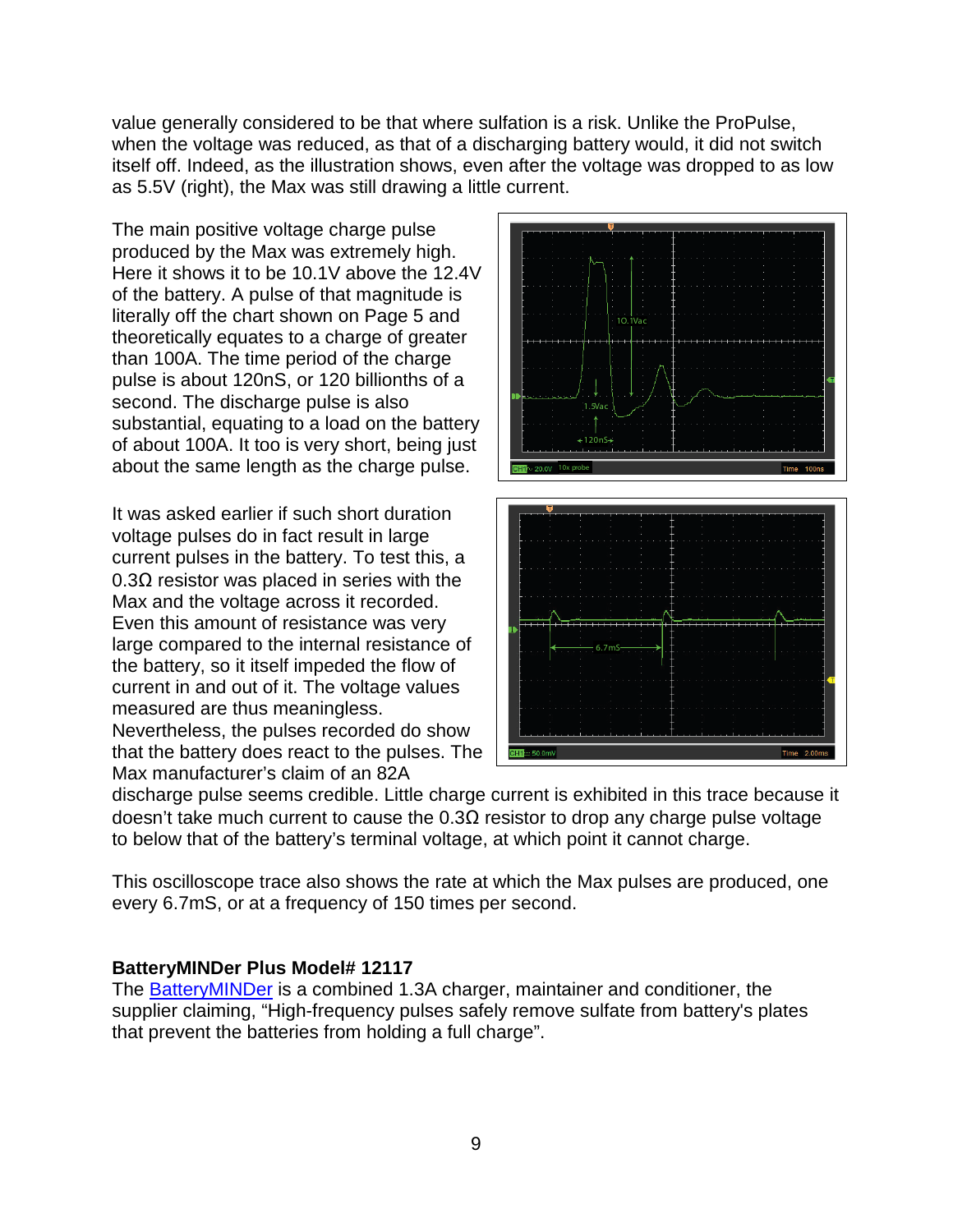value generally considered to be that where sulfation is a risk. Unlike the ProPulse, when the voltage was reduced, as that of a discharging battery would, it did not switch itself off. Indeed, as the illustration shows, even after the voltage was dropped to as low as 5.5V (right), the Max was still drawing a little current.

The main positive voltage charge pulse produced by the Max was extremely high. Here it shows it to be 10.1V above the 12.4V of the battery. A pulse of that magnitude is literally off the chart shown on Page 5 and theoretically equates to a charge of greater than 100A. The time period of the charge pulse is about 120nS, or 120 billionths of a second. The discharge pulse is also substantial, equating to a load on the battery of about 100A. It too is very short, being just about the same length as the charge pulse.

It was asked earlier if such short duration voltage pulses do in fact result in large current pulses in the battery. To test this, a 0.3Ω resistor was placed in series with the Max and the voltage across it recorded. Even this amount of resistance was very large compared to the internal resistance of the battery, so it itself impeded the flow of current in and out of it. The voltage values measured are thus meaningless. Nevertheless, the pulses recorded do show that the battery does react to the pulses. The Max manufacturer's claim of an 82A discharge pulse seems credible. Little charge current is exhibited in this trace because it doesn't take much current to cause the 0.3Ω resistor to drop any charge pulse voltage to below that of the battery's terminal voltage, at which point it cannot charge.

This oscilloscope trace also shows the rate at which the Max pulses are produced, one every 6.7mS, or at a frequency of 150 times per second.

**BatteryMINDer Plus Model# 12117**

The BatteryMINDer is a combined 1.3A charger, maintainer and conditioner, the supplier claiming, "High-frequency pulses safely remove sulfate from battery's plates that prevent the batteries from holding a full charge".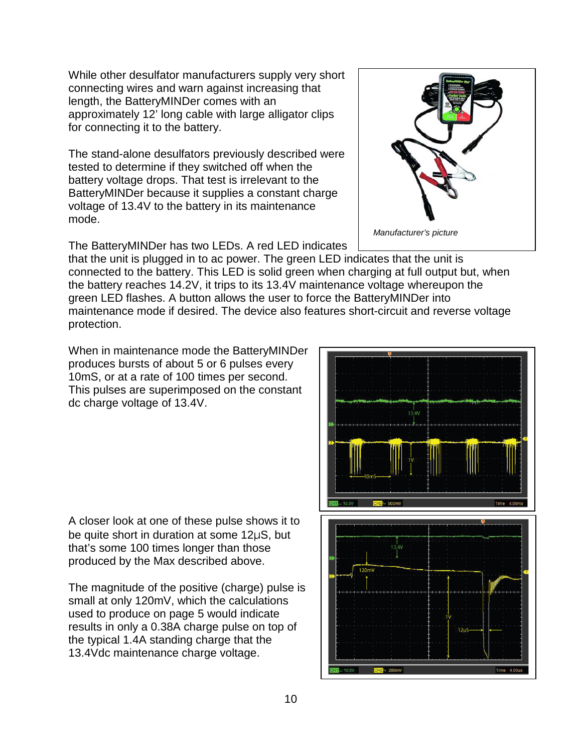While other desulfator manufacturers supply very short connecting wires and warn against increasing that length, the BatteryMINDer comes with an approximately 12' long cable with large alligator clips for connecting it to the battery.

*Manufacturer's picture*

The stand-alone desulfators previously described were tested to determine if they switched off when the battery voltage drops. That test is irrelevant to the BatteryMINDer because it supplies a constant charge voltage of 13.4V to the battery in its maintenance mode.

The BatteryMINDer has two LEDs. A red LED indicates that the unit is plugged in to ac power. The green LED indicates that the unit is connected to the battery. This LED is solid green when charging at full output but, when the battery reaches 14.2V, it trips to its 13.4V maintenance voltage whereupon the green LED flashes. A button allows the user to force the BatteryMINDer into maintenance mode if desired. The device also features short-circuit and reverse voltage protection.

When in maintenance mode the BatteryMINDer produces bursts of about 5 or 6 pulses every 10mS, or at a rate of 100 times per second. This pulses are superimposed on the constant dc charge voltage of 13.4V.

A closer look at one of these pulse shows it to be quite short in duration at some 12μS, but that's some 100 times longer than those produced by the Max described above.

The magnitude of the positive (charge) pulse is small at only 120mV, which the calculations used to produce on page 5 would indicate results in only a 0.38A charge pulse on top of the typical 1.4A standing charge that the 13.4Vdc maintenance charge voltage.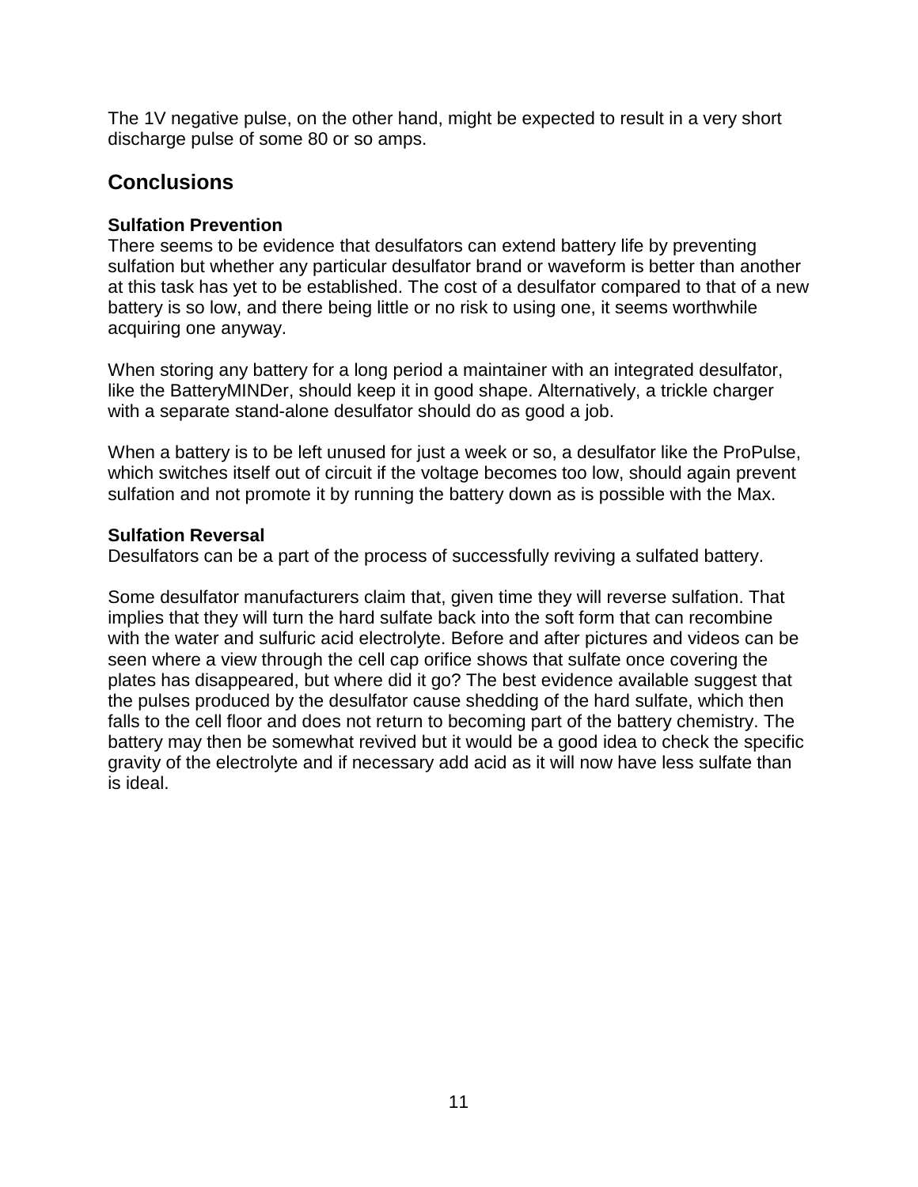The 1V negative pulse, on the other hand, might be expected to result in a very short discharge pulse of some 80 or so amps.

## Conclusions

**Sulfation Prevention**

There seems to be evidence that desulfators can extend battery life by preventing sulfation but whether any particular desulfator brand or waveform is better than another at this task has yet to be established. The cost of a desulfator compared to that of a new battery is so low, and there being little or no risk to using one, it seems worthwhile acquiring one anyway.

When storing any battery for a long period a maintainer with an integrated desulfator, like the BatteryMINDer, should keep it in good shape. Alternatively, a trickle charger with a separate stand-alone desulfator should do as good a job.

When a battery is to be left unused for just a week or so, a desulfator like the ProPulse, which switches itself out of circuit if the voltage becomes too low, should again prevent sulfation and not promote it by running the battery down as is possible with the Max.

**Sulfation Reversal**

Desulfators can be a part of the process of successfully reviving a sulfated battery.

Some desulfator manufacturers claim that, given time they will reverse sulfation. That implies that they will turn the hard sulfate back into the soft form that can recombine with the water and sulfuric acid electrolyte. Before and after pictures and videos can be seen where a view through the cell cap orifice shows that sulfate once covering the plates has disappeared, but where did it go? The best evidence available suggest that the pulses produced by the desulfator cause shedding of the hard sulfate, which then falls to the cell floor and does not return to becoming part of the battery chemistry. The battery may then be somewhat revived but it would be a good idea to check the specific gravity of the electrolyte and if necessary add acid as it will now have less sulfate than is ideal.